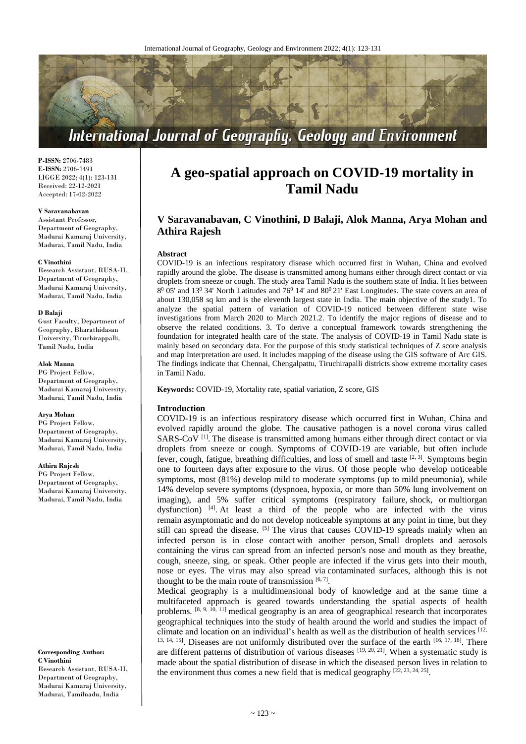**P-ISSN:** 2706-7483
**E-ISSN:** 2706-7491
IJGGE 2022; 4(1): 123-131
Received: 22-12-2021
Accepted: 17-02-2022

**V Saravanabavan**
Assistant Professor, Department of Geography, Madurai Kamaraj University, Madurai, Tamil Nadu, India

**C Vinothini**
Research Assistant, RUSA-II, Department of Geography, Madurai Kamaraj University, Madurai, Tamil Nadu, India

**D Balaji**
Gust Faculty, Department of Geography, Bharathidasan University, Tiruchirappalli, Tamil Nadu, India

**Alok Manna**
PG Project Fellow, Department of Geography, Madurai Kamaraj University, Madurai, Tamil Nadu, India

**Arya Mohan**
PG Project Fellow, Department of Geography, Madurai Kamaraj University, Madurai, Tamil Nadu, India

**Athira Rajesh**
PG Project Fellow, Department of Geography, Madurai Kamaraj University, Madurai, Tamil Nadu, India

**Corresponding Author:**
**C Vinothini**
Research Assistant, RUSA-II, Department of Geography, Madurai Kamaraj University, Madurai, Tamilnadu, India

# A geo-spatial approach on COVID-19 mortality in Tamil Nadu

**V Saravanabavan, C Vinothini, D Balaji, Alok Manna, Arya Mohan and Athira Rajesh**

## Abstract

COVID-19 is an infectious respiratory disease which occurred first in Wuhan, China and evolved rapidly around the globe. The disease is transmitted among humans either through direct contact or via droplets from sneeze or cough. The study area Tamil Nadu is the southern state of India. It lies between $8^0$ 05' and $13^0$ 34' North Latitudes and $76^0$ 14' and $80^0$ 21' East Longitudes. The state covers an area of about 130,058 sq km and is the eleventh largest state in India. The main objective of the study1. To analyze the spatial pattern of variation of COVID-19 noticed between different state wise investigations from March 2020 to March 2021.2. To identify the major regions of disease and to observe the related conditions. 3. To derive a conceptual framework towards strengthening the foundation for integrated health care of the state. The analysis of COVID-19 in Tamil Nadu state is mainly based on secondary data. For the purpose of this study statistical techniques of Z score analysis and map Interpretation are used. It includes mapping of the disease using the GIS software of Arc GIS. The findings indicate that Chennai, Chengalpattu, Tiruchirapalli districts show extreme mortality cases in Tamil Nadu.

**Keywords:** COVID-19, Mortality rate, spatial variation, Z score, GIS

## Introduction

COVID-19 is an infectious respiratory disease which occurred first in Wuhan, China and evolved rapidly around the globe. The causative pathogen is a novel corona virus called SARS-CoV [1]. The disease is transmitted among humans either through direct contact or via droplets from sneeze or cough. Symptoms of COVID-19 are variable, but often include fever, cough, fatigue, breathing difficulties, and loss of smell and taste [2, 3]. Symptoms begin one to fourteen days after exposure to the virus. Of those people who develop noticeable symptoms, most (81%) develop mild to moderate symptoms (up to mild pneumonia), while 14% develop severe symptoms (dyspnoea, hypoxia, or more than 50% lung involvement on imaging), and 5% suffer critical symptoms (respiratory failure, shock, or multiorgan dysfunction) [4]. At least a third of the people who are infected with the virus remain asymptomatic and do not develop noticeable symptoms at any point in time, but they still can spread the disease. [5] The virus that causes COVID-19 spreads mainly when an infected person is in close contact with another person, Small droplets and aerosols containing the virus can spread from an infected person's nose and mouth as they breathe, cough, sneeze, sing, or speak. Other people are infected if the virus gets into their mouth, nose or eyes. The virus may also spread via contaminated surfaces, although this is not thought to be the main route of transmission [6, 7].

Medical geography is a multidimensional body of knowledge and at the same time a multifaceted approach is geared towards understanding the spatial aspects of health problems. [8, 9, 10, 11] medical geography is an area of geographical research that incorporates geographical techniques into the study of health around the world and studies the impact of climate and location on an individual's health as well as the distribution of health services [12, 13, 14, 15]. Diseases are not uniformly distributed over the surface of the earth [16, 17, 18]. There are different patterns of distribution of various diseases [19, 20, 21]. When a systematic study is made about the spatial distribution of disease in which the diseased person lives in relation to the environment thus comes a new field that is medical geography [22, 23, 24, 25].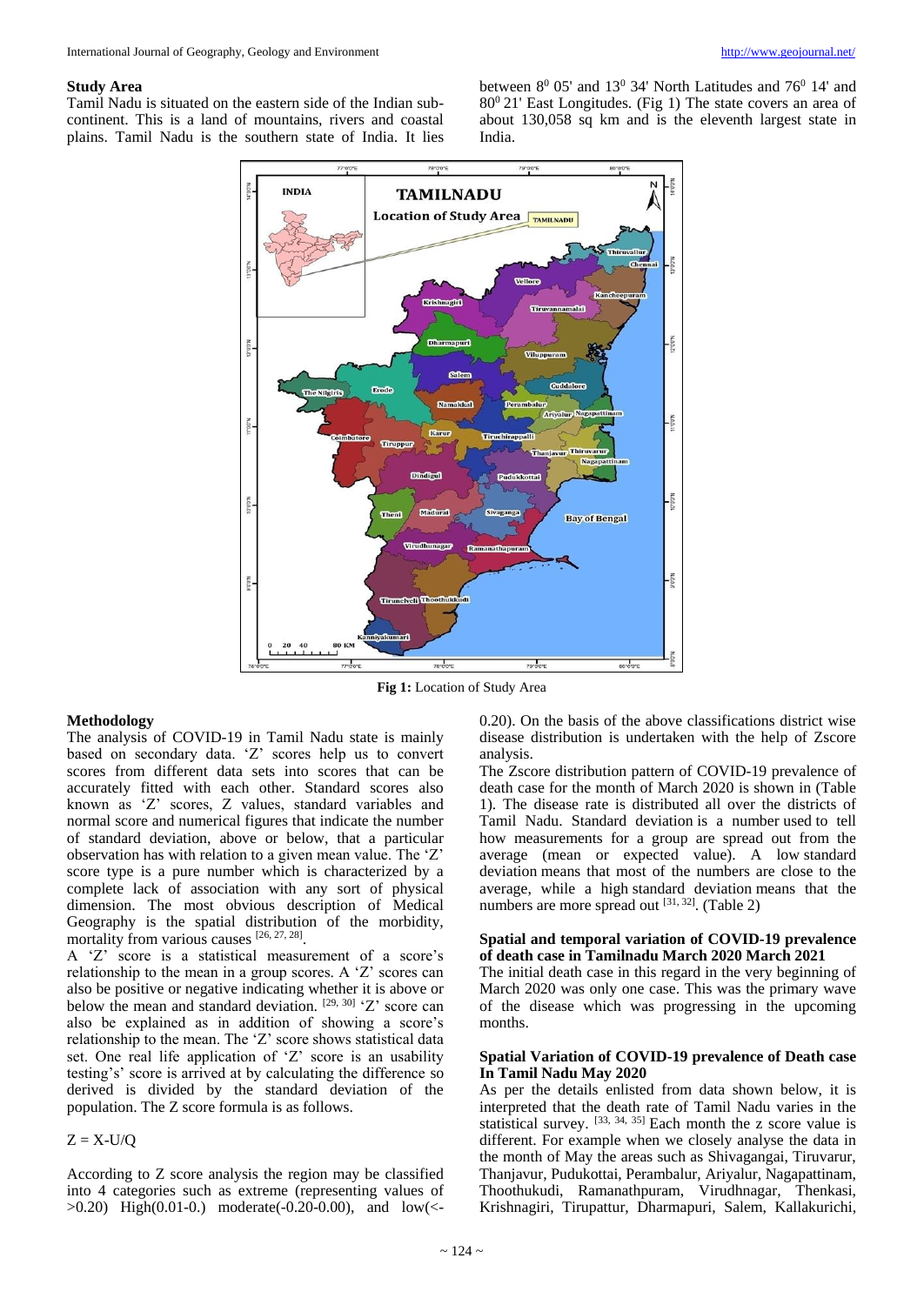## Study Area

Tamil Nadu is situated on the eastern side of the Indian sub-continent. This is a land of mountains, rivers and coastal plains. Tamil Nadu is the southern state of India. It lies between $8^0$ 05' and $13^0$ 34' North Latitudes and $76^0$ 14' and $80^0$ 21' East Longitudes. (Fig 1) The state covers an area of about 130,058 sq km and is the eleventh largest state in India.

**Fig 1:** Location of Study Area

## Methodology

The analysis of COVID-19 in Tamil Nadu state is mainly based on secondary data. 'Z' scores help us to convert scores from different data sets into scores that can be accurately fitted with each other. Standard scores also known as 'Z' scores, Z values, standard variables and normal score and numerical figures that indicate the number of standard deviation, above or below, that a particular observation has with relation to a given mean value. The 'Z' score type is a pure number which is characterized by a complete lack of association with any sort of physical dimension. The most obvious description of Medical Geography is the spatial distribution of the morbidity, mortality from various causes [26, 27, 28].

A 'Z' score is a statistical measurement of a score's relationship to the mean in a group scores. A 'Z' scores can also be positive or negative indicating whether it is above or below the mean and standard deviation. [29, 30] 'Z' score can also be explained as in addition of showing a score's relationship to the mean. The 'Z' score shows statistical data set. One real life application of 'Z' score is an usability testing's' score is arrived at by calculating the difference so derived is divided by the standard deviation of the population. The Z score formula is as follows.

$Z = X\text{-}U/Q$

According to Z score analysis the region may be classified into 4 categories such as extreme (representing values of >0.20) High(0.01-0.) moderate(-0.20-0.00), and low(<-0.20). On the basis of the above classifications district wise disease distribution is undertaken with the help of Zscore analysis.

The Zscore distribution pattern of COVID-19 prevalence of death case for the month of March 2020 is shown in (Table 1). The disease rate is distributed all over the districts of Tamil Nadu. Standard deviation is a number used to tell how measurements for a group are spread out from the average (mean or expected value). A low standard deviation means that most of the numbers are close to the average, while a high standard deviation means that the numbers are more spread out [31, 32]. (Table 2)

### Spatial and temporal variation of COVID-19 prevalence of death case in Tamilnadu March 2020 March 2021

The initial death case in this regard in the very beginning of March 2020 was only one case. This was the primary wave of the disease which was progressing in the upcoming months.

### Spatial Variation of COVID-19 prevalence of Death case In Tamil Nadu May 2020

As per the details enlisted from data shown below, it is interpreted that the death rate of Tamil Nadu varies in the statistical survey. [33, 34, 35] Each month the z score value is different. For example when we closely analyse the data in the month of May the areas such as Shivagangai, Tiruvarur, Thanjavur, Pudukottai, Perambalur, Ariyalur, Nagapattinam, Thoothukudi, Ramanathpuram, Virudhnagar, Thenkasi, Krishnagiri, Tirupattur, Dharmapuri, Salem, Kallakurichi,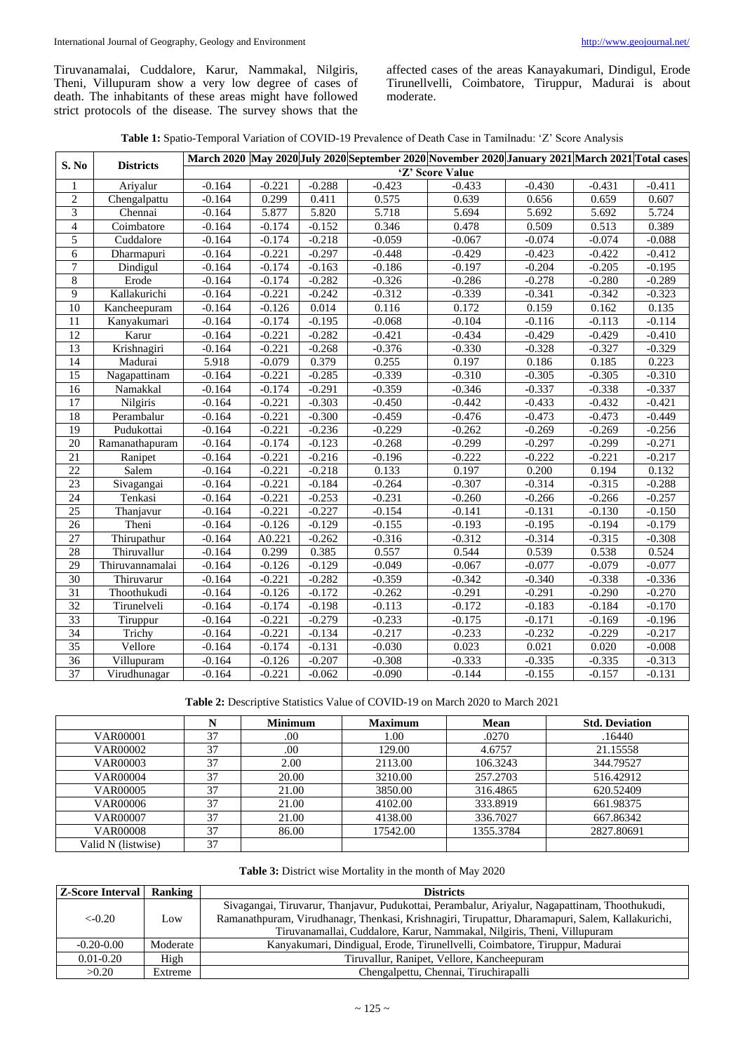Tiruvanamalai, Cuddalore, Karur, Nammakal, Nilgiris, Theni, Villupuram show a very low degree of cases of death. The inhabitants of these areas might have followed strict protocols of the disease. The survey shows that the affected cases of the areas Kanayakumari, Dindigul, Erode Tirunellvelli, Coimbatore, Tiruppur, Madurai is about moderate.

**Table 1:** Spatio-Temporal Variation of COVID-19 Prevalence of Death Case in Tamilnadu: 'Z' Score Analysis

| S. No | Districts | March 2020 | May 2020 | July 2020 | September 2020 | November 2020 | January 2021 | March 2021 | Total cases |
|---|---|---|---|---|---|---|---|---|---|
| | | 'Z' Score Value | | | | | | | |
| 1 | Ariyalur | -0.164 | -0.221 | -0.288 | -0.423 | -0.433 | -0.430 | -0.431 | -0.411 |
| 2 | Chengalpattu | -0.164 | 0.299 | 0.411 | 0.575 | 0.639 | 0.656 | 0.659 | 0.607 |
| 3 | Chennai | -0.164 | 5.877 | 5.820 | 5.718 | 5.694 | 5.692 | 5.692 | 5.724 |
| 4 | Coimbatore | -0.164 | -0.174 | -0.152 | 0.346 | 0.478 | 0.509 | 0.513 | 0.389 |
| 5 | Cuddalore | -0.164 | -0.174 | -0.218 | -0.059 | -0.067 | -0.074 | -0.074 | -0.088 |
| 6 | Dharmapuri | -0.164 | -0.221 | -0.297 | -0.448 | -0.429 | -0.423 | -0.422 | -0.412 |
| 7 | Dindigul | -0.164 | -0.174 | -0.163 | -0.186 | -0.197 | -0.204 | -0.205 | -0.195 |
| 8 | Erode | -0.164 | -0.174 | -0.282 | -0.326 | -0.286 | -0.278 | -0.280 | -0.289 |
| 9 | Kallakurichi | -0.164 | -0.221 | -0.242 | -0.312 | -0.339 | -0.341 | -0.342 | -0.323 |
| 10 | Kancheepuram | -0.164 | -0.126 | 0.014 | 0.116 | 0.172 | 0.159 | 0.162 | 0.135 |
| 11 | Kanyakumari | -0.164 | -0.174 | -0.195 | -0.068 | -0.104 | -0.116 | -0.113 | -0.114 |
| 12 | Karur | -0.164 | -0.221 | -0.282 | -0.421 | -0.434 | -0.429 | -0.429 | -0.410 |
| 13 | Krishnagiri | -0.164 | -0.221 | -0.268 | -0.376 | -0.330 | -0.328 | -0.327 | -0.329 |
| 14 | Madurai | 5.918 | -0.079 | 0.379 | 0.255 | 0.197 | 0.186 | 0.185 | 0.223 |
| 15 | Nagapattinam | -0.164 | -0.221 | -0.285 | -0.339 | -0.310 | -0.305 | -0.305 | -0.310 |
| 16 | Namakkal | -0.164 | -0.174 | -0.291 | -0.359 | -0.346 | -0.337 | -0.338 | -0.337 |
| 17 | Nilgiris | -0.164 | -0.221 | -0.303 | -0.450 | -0.442 | -0.433 | -0.432 | -0.421 |
| 18 | Perambalur | -0.164 | -0.221 | -0.300 | -0.459 | -0.476 | -0.473 | -0.473 | -0.449 |
| 19 | Pudukottai | -0.164 | -0.221 | -0.236 | -0.229 | -0.262 | -0.269 | -0.269 | -0.256 |
| 20 | Ramanathapuram | -0.164 | -0.174 | -0.123 | -0.268 | -0.299 | -0.297 | -0.299 | -0.271 |
| 21 | Ranipet | -0.164 | -0.221 | -0.216 | -0.196 | -0.222 | -0.222 | -0.221 | -0.217 |
| 22 | Salem | -0.164 | -0.221 | -0.218 | 0.133 | 0.197 | 0.200 | 0.194 | 0.132 |
| 23 | Sivagangai | -0.164 | -0.221 | -0.184 | -0.264 | -0.307 | -0.314 | -0.315 | -0.288 |
| 24 | Tenkasi | -0.164 | -0.221 | -0.253 | -0.231 | -0.260 | -0.266 | -0.266 | -0.257 |
| 25 | Thanjavur | -0.164 | -0.221 | -0.227 | -0.154 | -0.141 | -0.131 | -0.130 | -0.150 |
| 26 | Theni | -0.164 | -0.126 | -0.129 | -0.155 | -0.193 | -0.195 | -0.194 | -0.179 |
| 27 | Thirupathur | -0.164 | A0.221 | -0.262 | -0.316 | -0.312 | -0.314 | -0.315 | -0.308 |
| 28 | Thiruvallur | -0.164 | 0.299 | 0.385 | 0.557 | 0.544 | 0.539 | 0.538 | 0.524 |
| 29 | Thiruvannamalai | -0.164 | -0.126 | -0.129 | -0.049 | -0.067 | -0.077 | -0.079 | -0.077 |
| 30 | Thiruvarur | -0.164 | -0.221 | -0.282 | -0.359 | -0.342 | -0.340 | -0.338 | -0.336 |
| 31 | Thoothukudi | -0.164 | -0.126 | -0.172 | -0.262 | -0.291 | -0.291 | -0.290 | -0.270 |
| 32 | Tirunelveli | -0.164 | -0.174 | -0.198 | -0.113 | -0.172 | -0.183 | -0.184 | -0.170 |
| 33 | Tiruppur | -0.164 | -0.221 | -0.279 | -0.233 | -0.175 | -0.171 | -0.169 | -0.196 |
| 34 | Trichy | -0.164 | -0.221 | -0.134 | -0.217 | -0.233 | -0.232 | -0.229 | -0.217 |
| 35 | Vellore | -0.164 | -0.174 | -0.131 | -0.030 | 0.023 | 0.021 | 0.020 | -0.008 |
| 36 | Villupuram | -0.164 | -0.126 | -0.207 | -0.308 | -0.333 | -0.335 | -0.335 | -0.313 |
| 37 | Virudhunagar | -0.164 | -0.221 | -0.062 | -0.090 | -0.144 | -0.155 | -0.157 | -0.131 |

**Table 2:** Descriptive Statistics Value of COVID-19 on March 2020 to March 2021

| | N | Minimum | Maximum | Mean | Std. Deviation |
|---|---|---|---|---|---|
| VAR00001 | 37 | .00 | 1.00 | .0270 | .16440 |
| VAR00002 | 37 | .00 | 129.00 | 4.6757 | 21.15558 |
| VAR00003 | 37 | 2.00 | 2113.00 | 106.3243 | 344.79527 |
| VAR00004 | 37 | 20.00 | 3210.00 | 257.2703 | 516.42912 |
| VAR00005 | 37 | 21.00 | 3850.00 | 316.4865 | 620.52409 |
| VAR00006 | 37 | 21.00 | 4102.00 | 333.8919 | 661.98375 |
| VAR00007 | 37 | 21.00 | 4138.00 | 336.7027 | 667.86342 |
| VAR00008 | 37 | 86.00 | 17542.00 | 1355.3784 | 2827.80691 |
| Valid N (listwise) | 37 | | | | |

**Table 3:** District wise Mortality in the month of May 2020

| Z-Score Interval | Ranking | Districts |
|---|---|---|
| <-0.20 | Low | Sivagangai, Tiruvarur, Thanjavur, Pudukottai, Perambalur, Ariyalur, Nagapattinam, Thoothukudi, Ramanathpuram, Virudhanagr, Thenkasi, Krishnagiri, Tirupattur, Dharamapuri, Salem, Kallakurichi, Tiruvanamallai, Cuddalore, Karur, Nammakal, Nilgiris, Theni, Villupuram |
| -0.20-0.00 | Moderate | Kanyakumari, Dindigual, Erode, Tirunellvelli, Coimbatore, Tiruppur, Madurai |
| 0.01-0.20 | High | Tiruvallur, Ranipet, Vellore, Kancheepuram |
| >0.20 | Extreme | Chengalpettu, Chennai, Tiruchirapalli |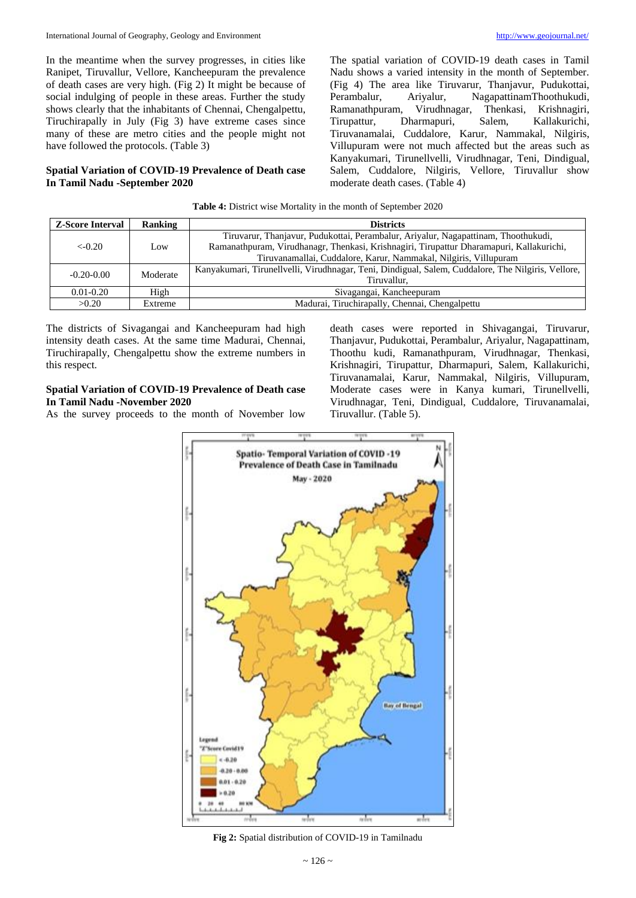In the meantime when the survey progresses, in cities like Ranipet, Tiruvallur, Vellore, Kancheepuram the prevalence of death cases are very high. (Fig 2) It might be because of social indulging of people in these areas. Further the study shows clearly that the inhabitants of Chennai, Chengalpettu, Tiruchirapally in July (Fig 3) have extreme cases since many of these are metro cities and the people might not have followed the protocols. (Table 3)

**Spatial Variation of COVID-19 Prevalence of Death case In Tamil Nadu -September 2020**

The spatial variation of COVID-19 death cases in Tamil Nadu shows a varied intensity in the month of September. (Fig 4) The area like Tiruvarur, Thanjavur, Pudukottai, Perambalur, Ariyalur, NagapattinamThoothukudi, Ramanathpuram, Virudhnagar, Thenkasi, Krishnagiri, Tirupattur, Dharmapuri, Salem, Kallakurichi, Tiruvanamalai, Cuddalore, Karur, Nammakal, Nilgiris, Villupuram were not much affected but the areas such as Kanyakumari, Tirunellveli, Virudhnagar, Teni, Dindigual, Salem, Cuddalore, Nilgiris, Vellore, Tiruvallur show moderate death cases. (Table 4)

**Table 4:** District wise Mortality in the month of September 2020

| Z-Score Interval | Ranking | Districts |
|---|---|---|
| <-0.20 | Low | Tiruvarur, Thanjavur, Pudukottai, Perambalur, Ariyalur, Nagapattinam, Thoothukudi, Ramanathpuram, Virudhanagr, Thenkasi, Krishnagiri, Tirupattur Dharamapuri, Kallakurichi, Tiruvanamallai, Cuddalore, Karur, Nammakal, Nilgiris, Villupuram |
| -0.20-0.00 | Moderate | Kanyakumari, Tirunellvelli, Virudhnagar, Teni, Dindigul, Salem, Cuddalore, The Nilgiris, Vellore, Tiruvallur, |
| 0.01-0.20 | High | Sivagangai, Kancheepuram |
| >0.20 | Extreme | Madurai, Tiruchirapally, Chennai, Chengalpettu |

The districts of Sivagangai and Kancheepuram had high intensity death cases. At the same time Madurai, Chennai, Tiruchirapally, Chengalpettu show the extreme numbers in this respect.

**Spatial Variation of COVID-19 Prevalence of Death case In Tamil Nadu -November 2020**

As the survey proceeds to the month of November low death cases were reported in Shivagangai, Tiruvarur, Thanjavur, Pudukottai, Perambalur, Ariyalur, Nagapattinam, Thoothu kudi, Ramanathpuram, Virudhnagar, Thenkasi, Krishnagiri, Tirupattur, Dharmapuri, Salem, Kallakurichi, Tiruvanamalai, Karur, Nammakal, Nilgiris, Villupuram, Moderate cases were in Kanya kumari, Tirunellvelli, Virudhnagar, Teni, Dindigual, Cuddalore, Tiruvanamalai, Tiruvallur. (Table 5).

**Fig 2:** Spatial distribution of COVID-19 in Tamilnadu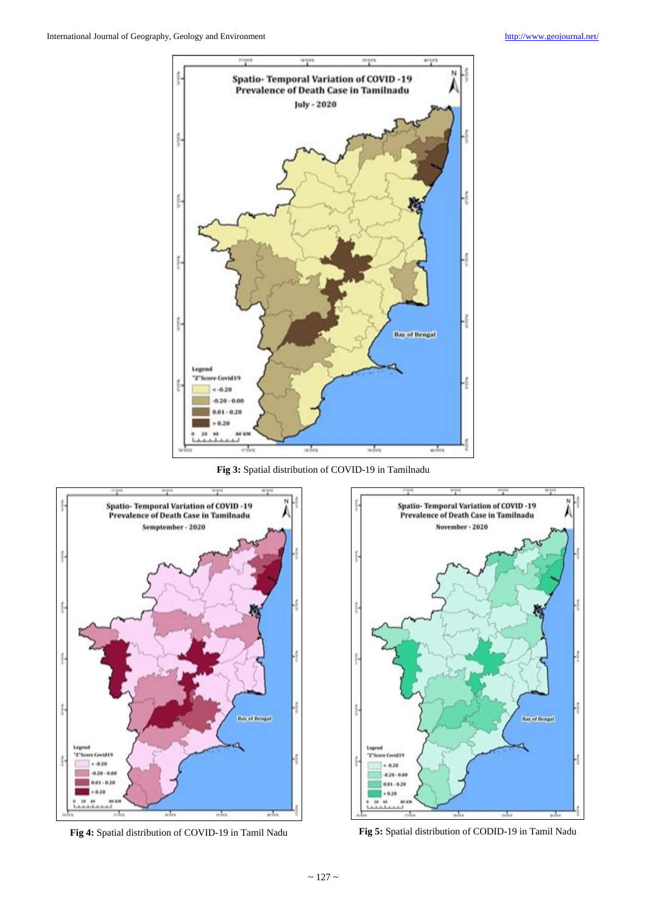Fig 3: Spatial distribution of COVID-19 in Tamilnadu

Fig 4: Spatial distribution of COVID-19 in Tamil Nadu

Fig 5: Spatial distribution of CODID-19 in Tamil Nadu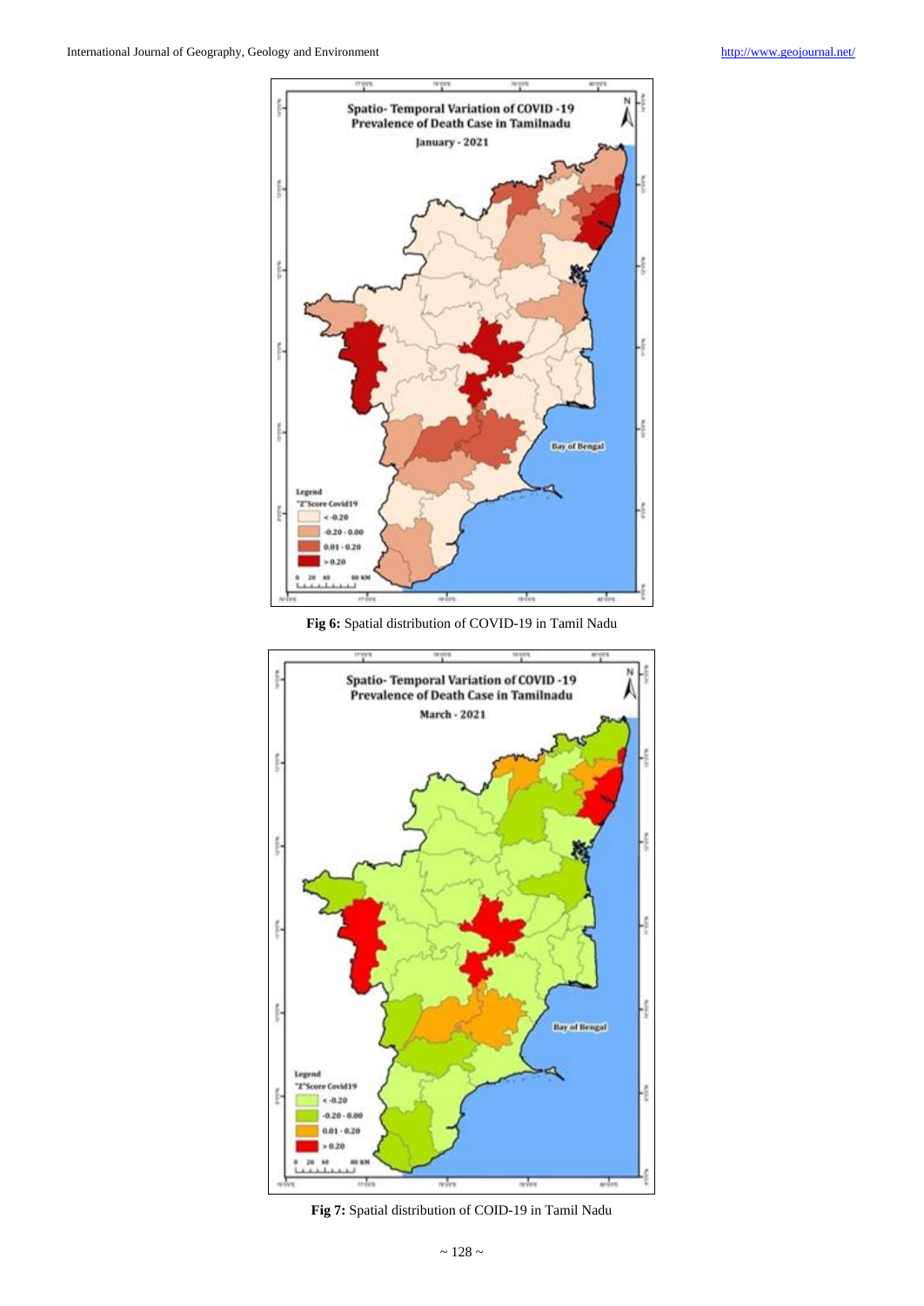Fig 6: Spatial distribution of COVID-19 in Tamil Nadu

Fig 7: Spatial distribution of COID-19 in Tamil Nadu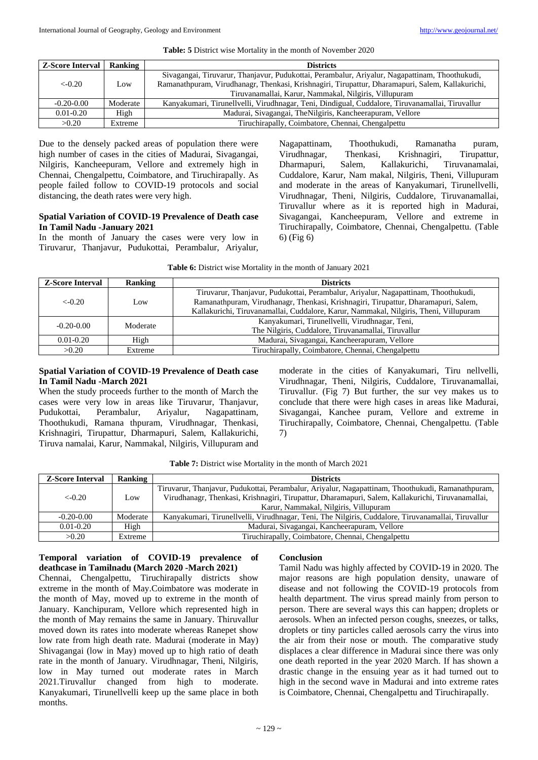**Table: 5** District wise Mortality in the month of November 2020

| Z-Score Interval | Ranking | Districts |
|---|---|---|
| <-0.20 | Low | Sivagangai, Tiruvarur, Thanjavur, Pudukottai, Perambalur, Ariyalur, Nagapattinam, Thoothukudi, Ramanathpuram, Virudhanagr, Thenkasi, Krishnagiri, Tirupattur, Dharamapuri, Salem, Kallakurichi, Tiruvanamallai, Karur, Nammakal, Nilgiris, Villupuram |
| -0.20-0.00 | Moderate | Kanyakumari, Tirunellvelli, Virudhnagar, Teni, Dindigual, Cuddalore, Tiruvanamallai, Tiruvallur |
| 0.01-0.20 | High | Madurai, Sivagangai, TheNilgiris, Kancheerapuram, Vellore |
| >0.20 | Extreme | Tiruchirapally, Coimbatore, Chennai, Chengalpettu |

Due to the densely packed areas of population there were high number of cases in the cities of Madurai, Sivagangai, Nilgiris, Kancheepuram, Vellore and extremely high in Chennai, Chengalpettu, Coimbatore, and Tiruchirapally. As people failed follow to COVID-19 protocols and social distancing, the death rates were very high.

### Spatial Variation of COVID-19 Prevalence of Death case In Tamil Nadu -January 2021

In the month of January the cases were very low in Tiruvarur, Thanjavur, Pudukottai, Perambalur, Ariyalur, Nagapattinam, Thoothukudi, Ramanatha puram, Virudhnagar, Thenkasi, Krishnagiri, Tirupattur, Dharmapuri, Salem, Kallakurichi, Tiruvanamalai, Cuddalore, Karur, Nam makal, Nilgiris, Theni, Villupuram and moderate in the areas of Kanyakumari, Tirunellvelli, Virudhnagar, Theni, Nilgiris, Cuddalore, Tiruvanamallai, Tiruvallur where as it is reported high in Madurai, Sivagangai, Kancheepuram, Vellore and extreme in Tiruchirapally, Coimbatore, Chennai, Chengalpettu. (Table 6) (Fig 6)

**Table 6:** District wise Mortality in the month of January 2021

| Z-Score Interval | Ranking | Districts |
|---|---|---|
| <-0.20 | Low | Tiruvarur, Thanjavur, Pudukottai, Perambalur, Ariyalur, Nagapattinam, Thoothukudi, Ramanathpuram, Virudhanagr, Thenkasi, Krishnagiri, Tirupattur, Dharamapuri, Salem, Kallakurichi, Tiruvanamallai, Cuddalore, Karur, Nammakal, Nilgiris, Theni, Villupuram |
| -0.20-0.00 | Moderate | Kanyakumari, Tirunellvelli, Virudhnagar, Teni, The Nilgiris, Cuddalore, Tiruvanamallai, Tiruvallur |
| 0.01-0.20 | High | Madurai, Sivagangai, Kancheerapuram, Vellore |
| >0.20 | Extreme | Tiruchirapally, Coimbatore, Chennai, Chengalpettu |

### Spatial Variation of COVID-19 Prevalence of Death case In Tamil Nadu -March 2021

When the study proceeds further to the month of March the cases were very low in areas like Tiruvarur, Thanjavur, Pudukottai, Perambalur, Ariyalur, Nagapattinam, Thoothukudi, Ramana thpuram, Virudhnagar, Thenkasi, Krishnagiri, Tirupattur, Dharmapuri, Salem, Kallakurichi, Tiruva namalai, Karur, Nammakal, Nilgiris, Villupuram and moderate in the cities of Kanyakumari, Tiru nellvelli, Virudhnagar, Theni, Nilgiris, Cuddalore, Tiruvanamallai, Tiruvallur. (Fig 7) But further, the sur vey makes us to conclude that there were high cases in areas like Madurai, Sivagangai, Kanchee puram, Vellore and extreme in Tiruchirapally, Coimbatore, Chennai, Chengalpettu. (Table 7)

**Table 7:** District wise Mortality in the month of March 2021

| Z-Score Interval | Ranking | Districts |
|---|---|---|
| <-0.20 | Low | Tiruvarur, Thanjavur, Pudukottai, Perambalur, Ariyalur, Nagapattinam, Thoothukudi, Ramanathpuram, Virudhanagr, Thenkasi, Krishnagiri, Tirupattur, Dharamapuri, Salem, Kallakurichi, Tiruvanamallai, Karur, Nammakal, Nilgiris, Villupuram |
| -0.20-0.00 | Moderate | Kanyakumari, Tirunellvelli, Virudhnagar, Teni, The Nilgiris, Cuddalore, Tiruvanamallai, Tiruvallur |
| 0.01-0.20 | High | Madurai, Sivagangai, Kancheerapuram, Vellore |
| >0.20 | Extreme | Tiruchirapally, Coimbatore, Chennai, Chengalpettu |

### Temporal variation of COVID-19 prevalence of deathcase in Tamilnadu (March 2020 -March 2021)

Chennai, Chengalpettu, Tiruchirapally districts show extreme in the month of May.Coimbatore was moderate in the month of May, moved up to extreme in the month of January. Kanchipuram, Vellore which represented high in the month of May remains the same in January. Thiruvallur moved down its rates into moderate whereas Ranepet show low rate from high death rate. Madurai (moderate in May) Shivagangai (low in May) moved up to high ratio of death rate in the month of January. Virudhnagar, Theni, Nilgiris, low in May turned out moderate rates in March 2021.Tiruvallur changed from high to moderate. Kanyakumari, Tirunellvelli keep up the same place in both months.

### Conclusion

Tamil Nadu was highly affected by COVID-19 in 2020. The major reasons are high population density, unaware of disease and not following the COVID-19 protocols from health department. The virus spread mainly from person to person. There are several ways this can happen; droplets or aerosols. When an infected person coughs, sneezes, or talks, droplets or tiny particles called aerosols carry the virus into the air from their nose or mouth. The comparative study displaces a clear difference in Madurai since there was only one death reported in the year 2020 March. If has shown a drastic change in the ensuing year as it had turned out to high in the second wave in Madurai and into extreme rates is Coimbatore, Chennai, Chengalpettu and Tiruchirapally.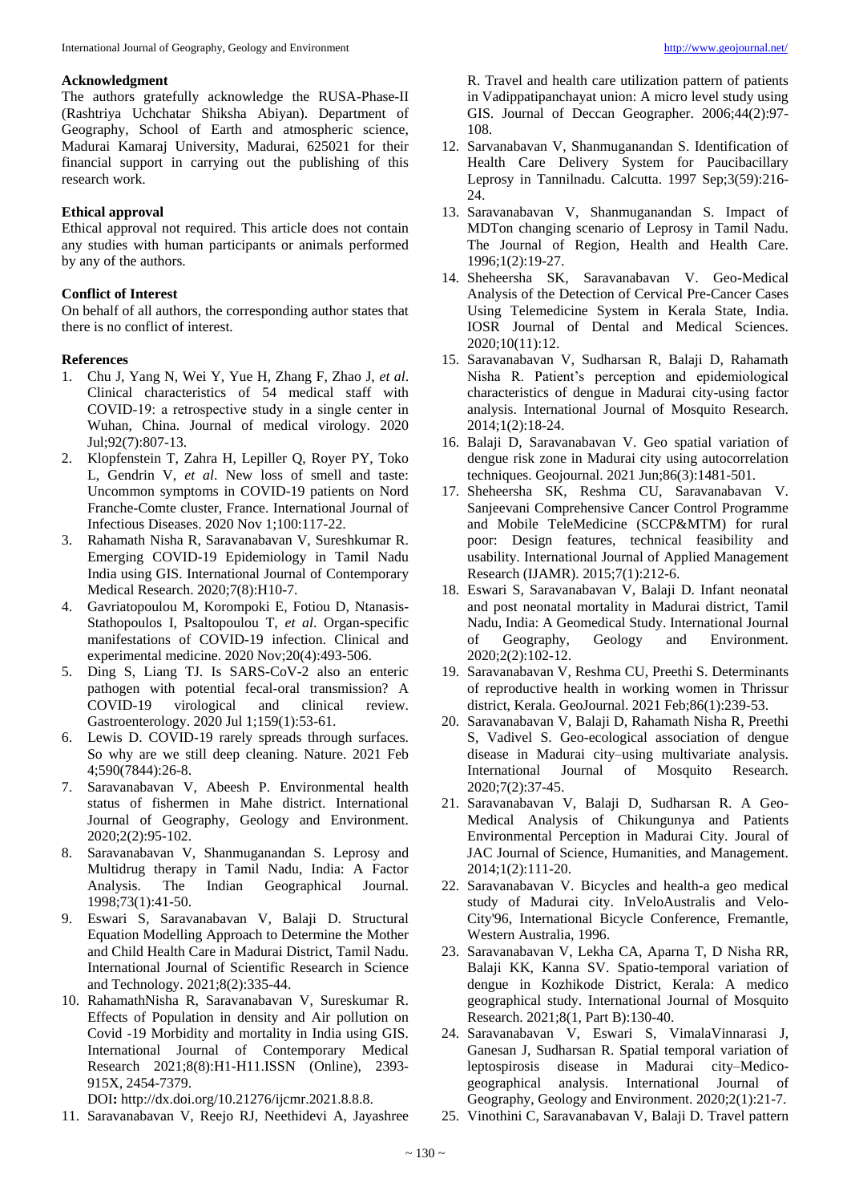### Acknowledgment

The authors gratefully acknowledge the RUSA-Phase-II (Rashtriya Uchchatar Shiksha Abiyan). Department of Geography, School of Earth and atmospheric science, Madurai Kamaraj University, Madurai, 625021 for their financial support in carrying out the publishing of this research work.

### Ethical approval

Ethical approval not required. This article does not contain any studies with human participants or animals performed by any of the authors.

### Conflict of Interest

On behalf of all authors, the corresponding author states that there is no conflict of interest.

### References

1. Chu J, Yang N, Wei Y, Yue H, Zhang F, Zhao J, *et al*. Clinical characteristics of 54 medical staff with COVID-19: a retrospective study in a single center in Wuhan, China. Journal of medical virology. 2020 Jul;92(7):807-13.
2. Klopfenstein T, Zahra H, Lepiller Q, Royer PY, Toko L, Gendrin V, *et al*. New loss of smell and taste: Uncommon symptoms in COVID-19 patients on Nord Franche-Comte cluster, France. International Journal of Infectious Diseases. 2020 Nov 1;100:117-22.
3. Rahamath Nisha R, Saravanabavan V, Sureshkumar R. Emerging COVID-19 Epidemiology in Tamil Nadu India using GIS. International Journal of Contemporary Medical Research. 2020;7(8):H10-7.
4. Gavriatopoulou M, Korompoki E, Fotiou D, Ntanasis-Stathopoulos I, Psaltopoulou T, *et al*. Organ-specific manifestations of COVID-19 infection. Clinical and experimental medicine. 2020 Nov;20(4):493-506.
5. Ding S, Liang TJ. Is SARS-CoV-2 also an enteric pathogen with potential fecal-oral transmission? A COVID-19 virological and clinical review. Gastroenterology. 2020 Jul 1;159(1):53-61.
6. Lewis D. COVID-19 rarely spreads through surfaces. So why are we still deep cleaning. Nature. 2021 Feb 4;590(7844):26-8.
7. Saravanabavan V, Abeesh P. Environmental health status of fishermen in Mahe district. International Journal of Geography, Geology and Environment. 2020;2(2):95-102.
8. Saravanabavan V, Shanmuganandan S. Leprosy and Multidrug therapy in Tamil Nadu, India: A Factor Analysis. The Indian Geographical Journal. 1998;73(1):41-50.
9. Eswari S, Saravanabavan V, Balaji D. Structural Equation Modelling Approach to Determine the Mother and Child Health Care in Madurai District, Tamil Nadu. International Journal of Scientific Research in Science and Technology. 2021;8(2):335-44.
10. RahamathNisha R, Saravanabavan V, Sureskumar R. Effects of Population in density and Air pollution on Covid -19 Morbidity and mortality in India using GIS. International Journal of Contemporary Medical Research 2021;8(8):H1-H11.ISSN (Online), 2393-915X, 2454-7379.
    DOI**:** http://dx.doi.org/10.21276/ijcmr.2021.8.8.8.
11. Saravanabavan V, Reejo RJ, Neethidevi A, Jayashree R. Travel and health care utilization pattern of patients in Vadippatipanchayat union: A micro level study using GIS. Journal of Deccan Geographer. 2006;44(2):97-108.
12. Sarvanabavan V, Shanmuganandan S. Identification of Health Care Delivery System for Paucibacillary Leprosy in Tannilnadu. Calcutta. 1997 Sep;3(59):216-24.
13. Saravanabavan V, Shanmuganandan S. Impact of MDTon changing scenario of Leprosy in Tamil Nadu. The Journal of Region, Health and Health Care. 1996;1(2):19-27.
14. Sheheersha SK, Saravanabavan V. Geo-Medical Analysis of the Detection of Cervical Pre-Cancer Cases Using Telemedicine System in Kerala State, India. IOSR Journal of Dental and Medical Sciences. 2020;10(11):12.
15. Saravanabavan V, Sudharsan R, Balaji D, Rahamath Nisha R. Patient's perception and epidemiological characteristics of dengue in Madurai city-using factor analysis. International Journal of Mosquito Research. 2014;1(2):18-24.
16. Balaji D, Saravanabavan V. Geo spatial variation of dengue risk zone in Madurai city using autocorrelation techniques. Geojournal. 2021 Jun;86(3):1481-501.
17. Sheheersha SK, Reshma CU, Saravanabavan V. Sanjeevani Comprehensive Cancer Control Programme and Mobile TeleMedicine (SCCP&MTM) for rural poor: Design features, technical feasibility and usability. International Journal of Applied Management Research (IJAMR). 2015;7(1):212-6.
18. Eswari S, Saravanabavan V, Balaji D. Infant neonatal and post neonatal mortality in Madurai district, Tamil Nadu, India: A Geomedical Study. International Journal of Geography, Geology and Environment. 2020;2(2):102-12.
19. Saravanabavan V, Reshma CU, Preethi S. Determinants of reproductive health in working women in Thrissur district, Kerala. GeoJournal. 2021 Feb;86(1):239-53.
20. Saravanabavan V, Balaji D, Rahamath Nisha R, Preethi S, Vadivel S. Geo-ecological association of dengue disease in Madurai city–using multivariate analysis. International Journal of Mosquito Research. 2020;7(2):37-45.
21. Saravanabavan V, Balaji D, Sudharsan R. A Geo-Medical Analysis of Chikungunya and Patients Environmental Perception in Madurai City. Joural of JAC Journal of Science, Humanities, and Management. 2014;1(2):111-20.
22. Saravanabavan V. Bicycles and health-a geo medical study of Madurai city. InVeloAustralis and Velo-City'96, International Bicycle Conference, Fremantle, Western Australia, 1996.
23. Saravanabavan V, Lekha CA, Aparna T, D Nisha RR, Balaji KK, Kanna SV. Spatio-temporal variation of dengue in Kozhikode District, Kerala: A medico geographical study. International Journal of Mosquito Research. 2021;8(1, Part B):130-40.
24. Saravanabavan V, Eswari S, VimalaVinnarasi J, Ganesan J, Sudharsan R. Spatial temporal variation of leptospirosis disease in Madurai city–Medico-geographical analysis. International Journal of Geography, Geology and Environment. 2020;2(1):21-7.
25. Vinothini C, Saravanabavan V, Balaji D. Travel pattern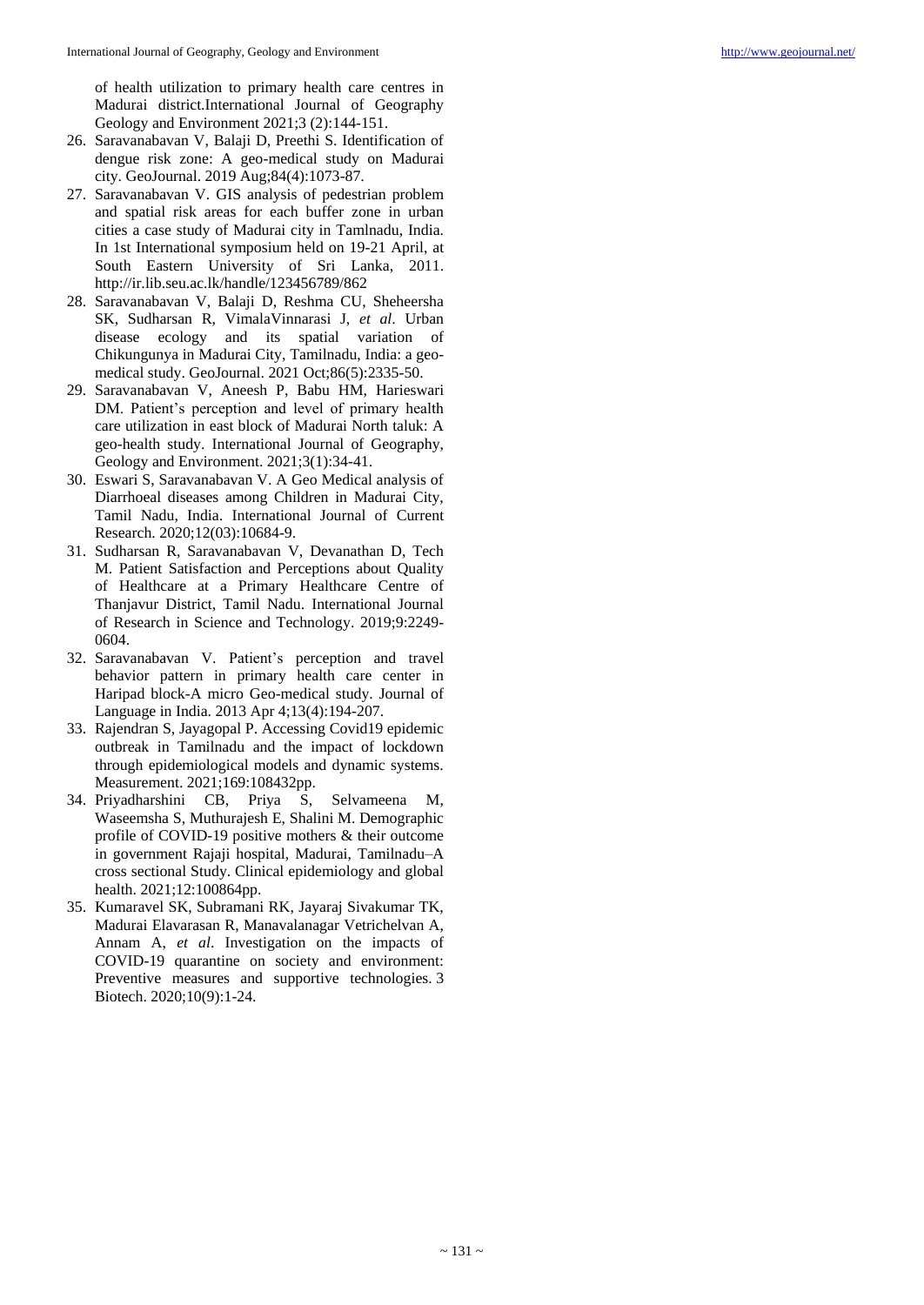of health utilization to primary health care centres in Madurai district.International Journal of Geography Geology and Environment 2021;3 (2):144-151.

26. Saravanabavan V, Balaji D, Preethi S. Identification of dengue risk zone: A geo-medical study on Madurai city. GeoJournal. 2019 Aug;84(4):1073-87.
27. Saravanabavan V. GIS analysis of pedestrian problem and spatial risk areas for each buffer zone in urban cities a case study of Madurai city in Tamlnadu, India. In 1st International symposium held on 19-21 April, at South Eastern University of Sri Lanka, 2011. http://ir.lib.seu.ac.lk/handle/123456789/862
28. Saravanabavan V, Balaji D, Reshma CU, Sheheersha SK, Sudharsan R, VimalaVinnarasi J, *et al*. Urban disease ecology and its spatial variation of Chikungunya in Madurai City, Tamilnadu, India: a geo-medical study. GeoJournal. 2021 Oct;86(5):2335-50.
29. Saravanabavan V, Aneesh P, Babu HM, Harieswari DM. Patient's perception and level of primary health care utilization in east block of Madurai North taluk: A geo-health study. International Journal of Geography, Geology and Environment. 2021;3(1):34-41.
30. Eswari S, Saravanabavan V. A Geo Medical analysis of Diarrhoeal diseases among Children in Madurai City, Tamil Nadu, India. International Journal of Current Research. 2020;12(03):10684-9.
31. Sudharsan R, Saravanabavan V, Devanathan D, Tech M. Patient Satisfaction and Perceptions about Quality of Healthcare at a Primary Healthcare Centre of Thanjavur District, Tamil Nadu. International Journal of Research in Science and Technology. 2019;9:2249-0604.
32. Saravanabavan V. Patient's perception and travel behavior pattern in primary health care center in Haripad block-A micro Geo-medical study. Journal of Language in India. 2013 Apr 4;13(4):194-207.
33. Rajendran S, Jayagopal P. Accessing Covid19 epidemic outbreak in Tamilnadu and the impact of lockdown through epidemiological models and dynamic systems. Measurement. 2021;169:108432pp.
34. Priyadharshini CB, Priya S, Selvameena M, Waseemsha S, Muthurajesh E, Shalini M. Demographic profile of COVID-19 positive mothers & their outcome in government Rajaji hospital, Madurai, Tamilnadu–A cross sectional Study. Clinical epidemiology and global health. 2021;12:100864pp.
35. Kumaravel SK, Subramani RK, Jayaraj Sivakumar TK, Madurai Elavarasan R, Manavalanagar Vetrichelvan A, Annam A, *et al*. Investigation on the impacts of COVID-19 quarantine on society and environment: Preventive measures and supportive technologies. 3 Biotech. 2020;10(9):1-24.